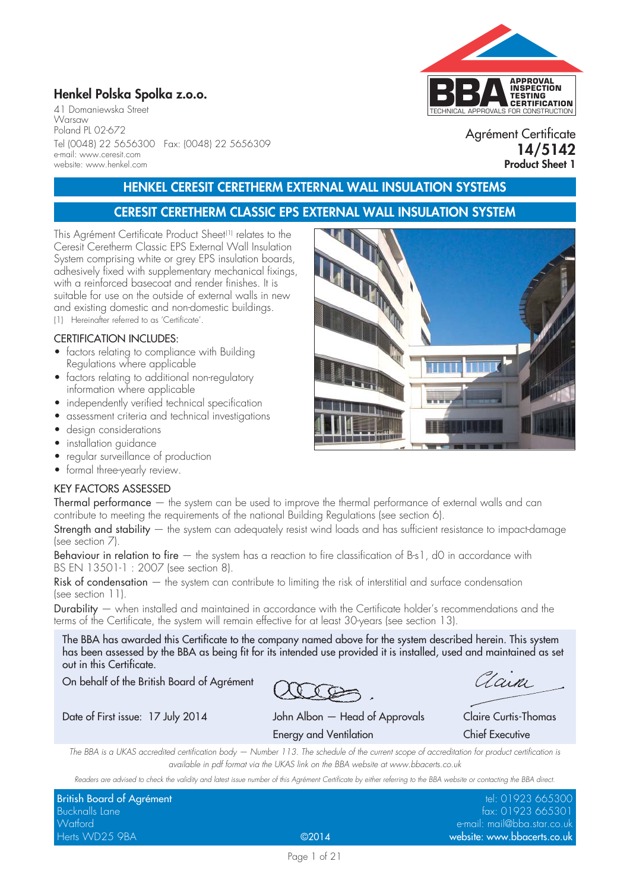**Henkel Polska Spolka z.o.o.**

41 Domaniewska Street
Warsaw
Poland PL 02-672
Tel (0048) 22 5656300 Fax: (0048) 22 5656309
e-mail: www.ceresit.com
website: www.henkel.com

APPROVAL INSPECTION TESTING CERTIFICATION
TECHNICAL APPROVALS FOR CONSTRUCTION

Agrément Certificate
**14/5142**
**Product Sheet 1**

# HENKEL CERESIT CERETHERM EXTERNAL WALL INSULATION SYSTEMS

## CERESIT CERETHERM CLASSIC EPS EXTERNAL WALL INSULATION SYSTEM

This Agrément Certificate Product Sheet[1] relates to the Ceresit Ceretherm Classic EPS External Wall Insulation System comprising white or grey EPS insulation boards, adhesively fixed with supplementary mechanical fixings, with a reinforced basecoat and render finishes. It is suitable for use on the outside of external walls in new and existing domestic and non-domestic buildings.

(1) Hereinafter referred to as 'Certificate'.

CERTIFICATION INCLUDES:

- factors relating to compliance with Building Regulations where applicable
- factors relating to additional non-regulatory information where applicable
- independently verified technical specification
- assessment criteria and technical investigations
- design considerations
- installation guidance
- regular surveillance of production
- formal three-yearly review.

KEY FACTORS ASSESSED

Thermal performance — the system can be used to improve the thermal performance of external walls and can contribute to meeting the requirements of the national Building Regulations (see section 6).

Strength and stability — the system can adequately resist wind loads and has sufficient resistance to impact-damage (see section 7).

Behaviour in relation to fire — the system has a reaction to fire classification of B-s1, d0 in accordance with BS EN 13501-1 : 2007 (see section 8).

Risk of condensation — the system can contribute to limiting the risk of interstitial and surface condensation (see section 11).

Durability — when installed and maintained in accordance with the Certificate holder's recommendations and the terms of the Certificate, the system will remain effective for at least 30-years (see section 13).

The BBA has awarded this Certificate to the company named above for the system described herein. This system has been assessed by the BBA as being fit for its intended use provided it is installed, used and maintained as set out in this Certificate.

On behalf of the British Board of Agrément

Date of First issue: 17 July 2014

John Albon — Head of Approvals
Energy and Ventilation

Claire Curtis-Thomas
Chief Executive

*The BBA is a UKAS accredited certification body — Number 113. The schedule of the current scope of accreditation for product certification is available in pdf format via the UKAS link on the BBA website at www.bbacerts.co.uk*

*Readers are advised to check the validity and latest issue number of this Agrément Certificate by either referring to the BBA website or contacting the BBA direct.*

British Board of Agrément
Bucknalls Lane
Watford
Herts WD25 9BA

©2014

tel: 01923 665300
fax: 01923 665301
e-mail: mail@bba.star.co.uk
website: www.bbacerts.co.uk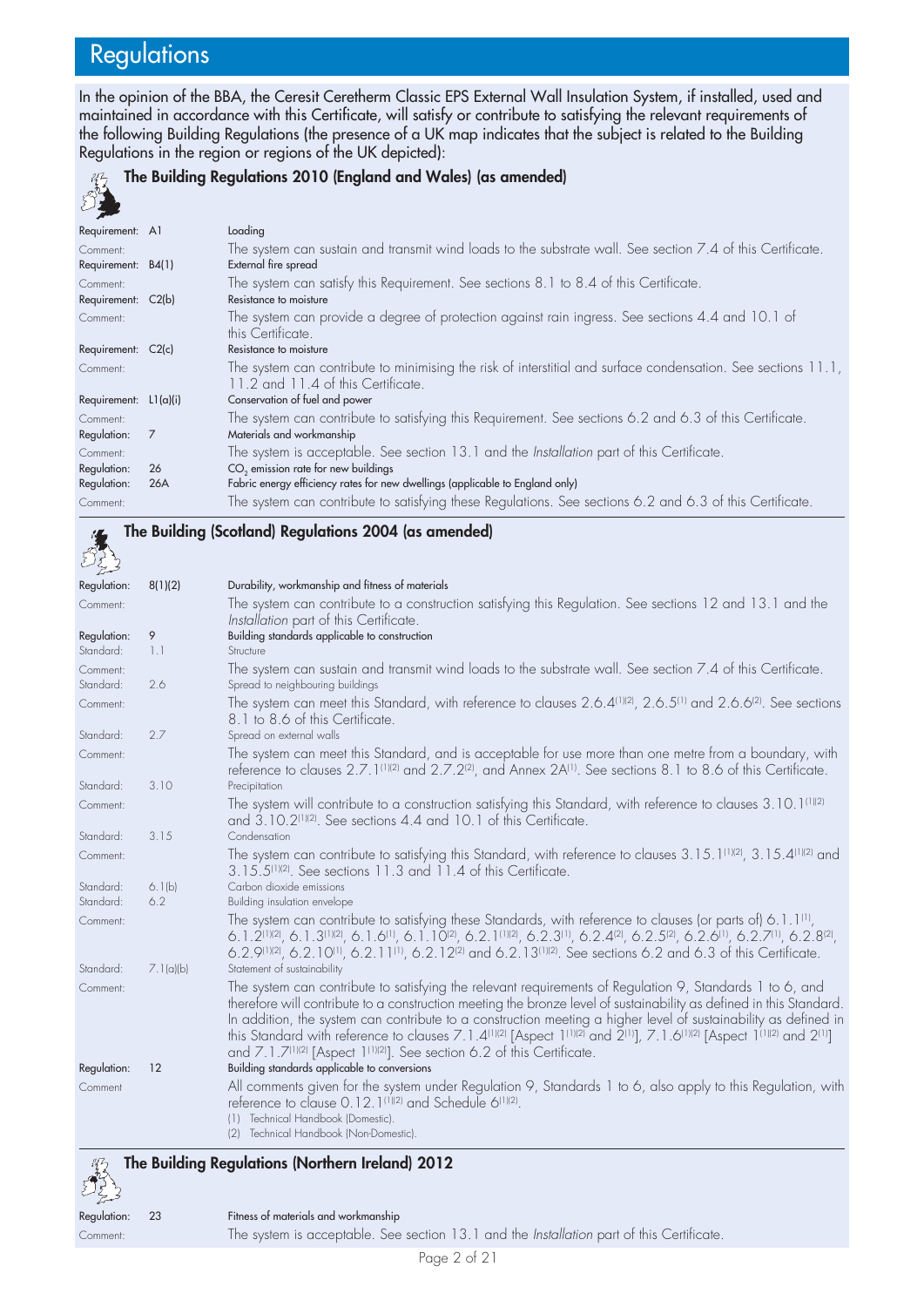# Regulations

In the opinion of the BBA, the Ceresit Ceretherm Classic EPS External Wall Insulation System, if installed, used and maintained in accordance with this Certificate, will satisfy or contribute to satisfying the relevant requirements of the following Building Regulations (the presence of a UK map indicates that the subject is related to the Building Regulations in the region or regions of the UK depicted):

## The Building Regulations 2010 (England and Wales) (as amended)

Requirement: A1 — Loading
Comment: The system can sustain and transmit wind loads to the substrate wall. See section 7.4 of this Certificate.

Requirement: B4(1) — External fire spread
Comment: The system can satisfy this Requirement. See sections 8.1 to 8.4 of this Certificate.

Requirement: C2(b) — Resistance to moisture
Comment: The system can provide a degree of protection against rain ingress. See sections 4.4 and 10.1 of this Certificate.

Requirement: C2(c) — Resistance to moisture
Comment: The system can contribute to minimising the risk of interstitial and surface condensation. See sections 11.1, 11.2 and 11.4 of this Certificate.

Requirement: L1(a)(i) — Conservation of fuel and power
Comment: The system can contribute to satisfying this Requirement. See sections 6.2 and 6.3 of this Certificate.

Regulation: 7 — Materials and workmanship
Comment: The system is acceptable. See section 13.1 and the *Installation* part of this Certificate.

Regulation: 26 — $CO_2$ emission rate for new buildings
Regulation: 26A — Fabric energy efficiency rates for new dwellings (applicable to England only)
Comment: The system can contribute to satisfying these Regulations. See sections 6.2 and 6.3 of this Certificate.

## The Building (Scotland) Regulations 2004 (as amended)

Regulation: 8(1)(2) — Durability, workmanship and fitness of materials
Comment: The system can contribute to a construction satisfying this Regulation. See sections 12 and 13.1 and the *Installation* part of this Certificate.

Regulation: 9 — Building standards applicable to construction
Standard: 1.1 — Structure
Comment: The system can sustain and transmit wind loads to the substrate wall. See section 7.4 of this Certificate.

Standard: 2.6 — Spread to neighbouring buildings
Comment: The system can meet this Standard, with reference to clauses 2.6.4[1][2], 2.6.5[1] and 2.6.6[2]. See sections 8.1 to 8.6 of this Certificate.

Standard: 2.7 — Spread on external walls
Comment: The system can meet this Standard, and is acceptable for use more than one metre from a boundary, with reference to clauses 2.7.1[1][2] and 2.7.2[2], and Annex 2A[1]. See sections 8.1 to 8.6 of this Certificate.

Standard: 3.10 — Precipitation
Comment: The system will contribute to a construction satisfying this Standard, with reference to clauses 3.10.1[1][2] and 3.10.2[1][2]. See sections 4.4 and 10.1 of this Certificate.

Standard: 3.15 — Condensation
Comment: The system can contribute to satisfying this Standard, with reference to clauses 3.15.1[1][2], 3.15.4[1][2] and 3.15.5[1][2]. See sections 11.3 and 11.4 of this Certificate.

Standard: 6.1(b) — Carbon dioxide emissions
Standard: 6.2 — Building insulation envelope
Comment: The system can contribute to satisfying these Standards, with reference to clauses (or parts of) 6.1.1[1], 6.1.2[1][2], 6.1.3[1][2], 6.1.6[1], 6.1.10[2], 6.2.1[1][2], 6.2.3[1], 6.2.4[2], 6.2.5[2], 6.2.6[1], 6.2.7[1], 6.2.8[2], 6.2.9[1][2], 6.2.10[1], 6.2.11[1], 6.2.12[2] and 6.2.13[1][2]. See sections 6.2 and 6.3 of this Certificate.

Standard: 7.1(a)(b) — Statement of sustainability
Comment: The system can contribute to satisfying the relevant requirements of Regulation 9, Standards 1 to 6, and therefore will contribute to a construction meeting the bronze level of sustainability as defined in this Standard. In addition, the system can contribute to a construction meeting a higher level of sustainability as defined in this Standard with reference to clauses 7.1.4[1][2] [Aspect 1[1][2] and 2[1]], 7.1.6[1][2] [Aspect 1[1][2] and 2[1]] and 7.1.7[1][2] [Aspect 1[1][2]]. See section 6.2 of this Certificate.

Regulation: 12 — Building standards applicable to conversions
Comment: All comments given for the system under Regulation 9, Standards 1 to 6, also apply to this Regulation, with reference to clause 0.12.1[1][2] and Schedule 6[1][2].

(1) Technical Handbook (Domestic).
(2) Technical Handbook (Non-Domestic).

## The Building Regulations (Northern Ireland) 2012

Regulation: 23 — Fitness of materials and workmanship
Comment: The system is acceptable. See section 13.1 and the *Installation* part of this Certificate.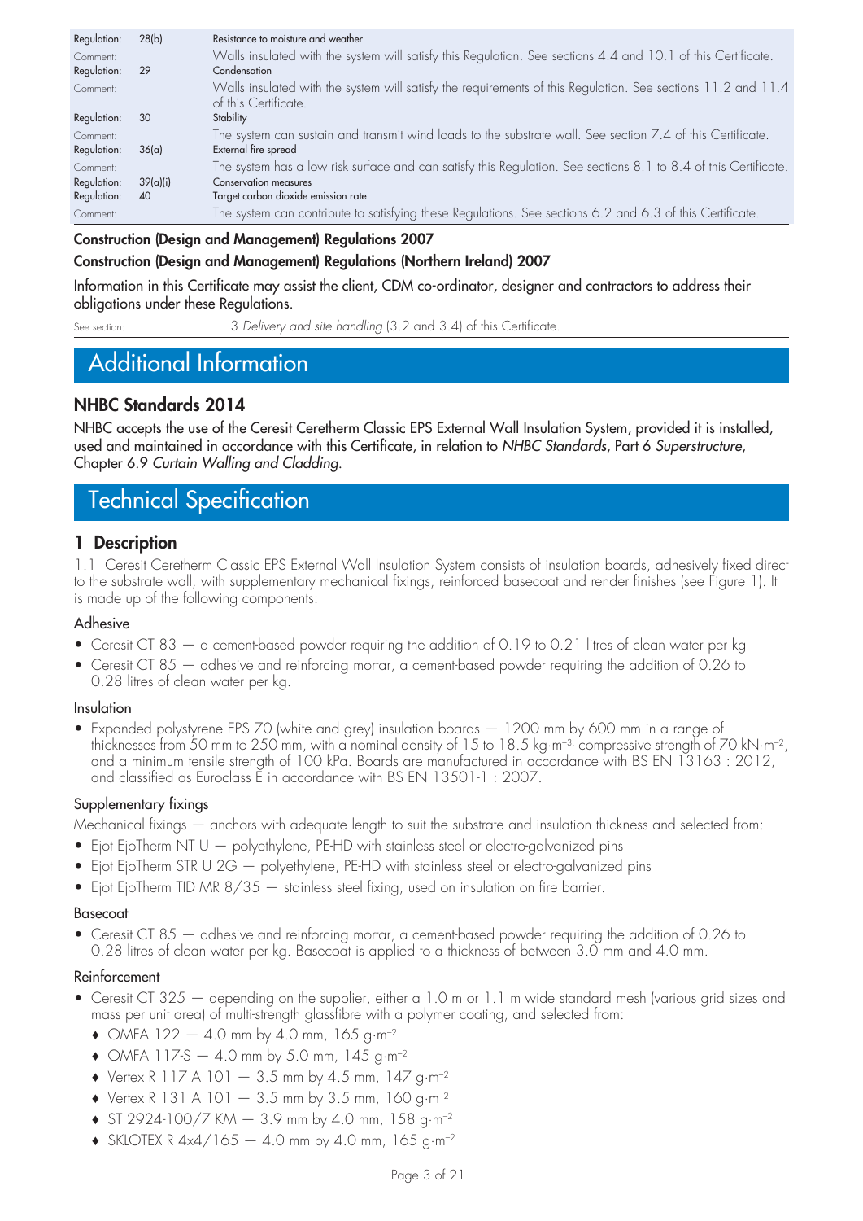| | | |
|---|---|---|
| Regulation: | 28(b) | Resistance to moisture and weather |
| Comment: | | Walls insulated with the system will satisfy this Regulation. See sections 4.4 and 10.1 of this Certificate. |
| Regulation: | 29 | Condensation |
| Comment: | | Walls insulated with the system will satisfy the requirements of this Regulation. See sections 11.2 and 11.4 of this Certificate. |
| Regulation: | 30 | Stability |
| Comment: | | The system can sustain and transmit wind loads to the substrate wall. See section 7.4 of this Certificate. |
| Regulation: | 36(a) | External fire spread |
| Comment: | | The system has a low risk surface and can satisfy this Regulation. See sections 8.1 to 8.4 of this Certificate. |
| Regulation: | 39(a)(i) | Conservation measures |
| Regulation: | 40 | Target carbon dioxide emission rate |
| Comment: | | The system can contribute to satisfying these Regulations. See sections 6.2 and 6.3 of this Certificate. |

**Construction (Design and Management) Regulations 2007**

**Construction (Design and Management) Regulations (Northern Ireland) 2007**

Information in this Certificate may assist the client, CDM co-ordinator, designer and contractors to address their obligations under these Regulations.

See section: 3 *Delivery and site handling* (3.2 and 3.4) of this Certificate.

# Additional Information

## NHBC Standards 2014

NHBC accepts the use of the Ceresit Ceretherm Classic EPS External Wall Insulation System, provided it is installed, used and maintained in accordance with this Certificate, in relation to *NHBC Standards*, Part 6 *Superstructure*, Chapter 6.9 *Curtain Walling and Cladding*.

# Technical Specification

## 1 Description

1.1 Ceresit Ceretherm Classic EPS External Wall Insulation System consists of insulation boards, adhesively fixed direct to the substrate wall, with supplementary mechanical fixings, reinforced basecoat and render finishes (see Figure 1). It is made up of the following components:

### Adhesive

- Ceresit CT 83 — a cement-based powder requiring the addition of 0.19 to 0.21 litres of clean water per kg
- Ceresit CT 85 — adhesive and reinforcing mortar, a cement-based powder requiring the addition of 0.26 to 0.28 litres of clean water per kg.

### Insulation

- Expanded polystyrene EPS 70 (white and grey) insulation boards — 1200 mm by 600 mm in a range of thicknesses from 50 mm to 250 mm, with a nominal density of 15 to 18.5 kg·m$^{-3}$, compressive strength of 70 kN·m$^{-2}$, and a minimum tensile strength of 100 kPa. Boards are manufactured in accordance with BS EN 13163 : 2012, and classified as Euroclass E in accordance with BS EN 13501-1 : 2007.

### Supplementary fixings

Mechanical fixings — anchors with adequate length to suit the substrate and insulation thickness and selected from:

- Ejot EjoTherm NT U — polyethylene, PE-HD with stainless steel or electro-galvanized pins
- Ejot EjoTherm STR U 2G — polyethylene, PE-HD with stainless steel or electro-galvanized pins
- Ejot EjoTherm TID MR 8/35 — stainless steel fixing, used on insulation on fire barrier.

### Basecoat

- Ceresit CT 85 — adhesive and reinforcing mortar, a cement-based powder requiring the addition of 0.26 to 0.28 litres of clean water per kg. Basecoat is applied to a thickness of between 3.0 mm and 4.0 mm.

### Reinforcement

- Ceresit CT 325 — depending on the supplier, either a 1.0 m or 1.1 m wide standard mesh (various grid sizes and mass per unit area) of multi-strength glassfibre with a polymer coating, and selected from:
  - OMFA 122 — 4.0 mm by 4.0 mm, 165 g·m$^{-2}$
  - OMFA 117-S — 4.0 mm by 5.0 mm, 145 g·m$^{-2}$
  - Vertex R 117 A 101 — 3.5 mm by 4.5 mm, 147 g·m$^{-2}$
  - Vertex R 131 A 101 — 3.5 mm by 3.5 mm, 160 g·m$^{-2}$
  - ST 2924-100/7 KM — 3.9 mm by 4.0 mm, 158 g·m$^{-2}$
  - SKLOTEX R 4x4/165 — 4.0 mm by 4.0 mm, 165 g·m$^{-2}$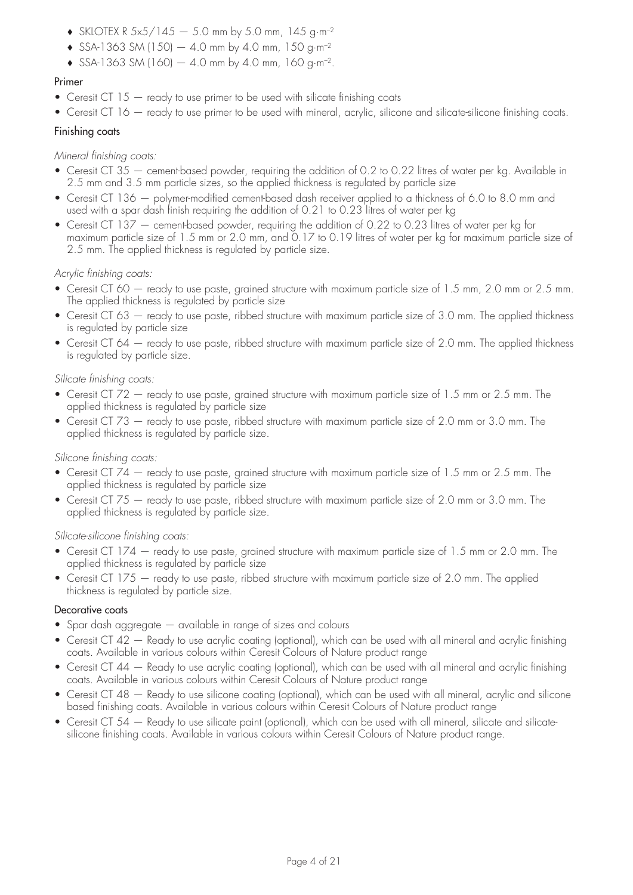- SKLOTEX R 5x5/145 — 5.0 mm by 5.0 mm, 145 g·m$^{-2}$
- SSA-1363 SM (150) — 4.0 mm by 4.0 mm, 150 g·m$^{-2}$
- SSA-1363 SM (160) — 4.0 mm by 4.0 mm, 160 g·m$^{-2}$.

### Primer

- Ceresit CT 15 — ready to use primer to be used with silicate finishing coats
- Ceresit CT 16 — ready to use primer to be used with mineral, acrylic, silicone and silicate-silicone finishing coats.

### Finishing coats

*Mineral finishing coats:*

- Ceresit CT 35 — cement-based powder, requiring the addition of 0.2 to 0.22 litres of water per kg. Available in 2.5 mm and 3.5 mm particle sizes, so the applied thickness is regulated by particle size
- Ceresit CT 136 — polymer-modified cement-based dash receiver applied to a thickness of 6.0 to 8.0 mm and used with a spar dash finish requiring the addition of 0.21 to 0.23 litres of water per kg
- Ceresit CT 137 — cement-based powder, requiring the addition of 0.22 to 0.23 litres of water per kg for maximum particle size of 1.5 mm or 2.0 mm, and 0.17 to 0.19 litres of water per kg for maximum particle size of 2.5 mm. The applied thickness is regulated by particle size.

*Acrylic finishing coats:*

- Ceresit CT 60 — ready to use paste, grained structure with maximum particle size of 1.5 mm, 2.0 mm or 2.5 mm. The applied thickness is regulated by particle size
- Ceresit CT 63 — ready to use paste, ribbed structure with maximum particle size of 3.0 mm. The applied thickness is regulated by particle size
- Ceresit CT 64 — ready to use paste, ribbed structure with maximum particle size of 2.0 mm. The applied thickness is regulated by particle size.

*Silicate finishing coats:*

- Ceresit CT 72 — ready to use paste, grained structure with maximum particle size of 1.5 mm or 2.5 mm. The applied thickness is regulated by particle size
- Ceresit CT 73 — ready to use paste, ribbed structure with maximum particle size of 2.0 mm or 3.0 mm. The applied thickness is regulated by particle size.

*Silicone finishing coats:*

- Ceresit CT 74 — ready to use paste, grained structure with maximum particle size of 1.5 mm or 2.5 mm. The applied thickness is regulated by particle size
- Ceresit CT 75 — ready to use paste, ribbed structure with maximum particle size of 2.0 mm or 3.0 mm. The applied thickness is regulated by particle size.

*Silicate-silicone finishing coats:*

- Ceresit CT 174 — ready to use paste, grained structure with maximum particle size of 1.5 mm or 2.0 mm. The applied thickness is regulated by particle size
- Ceresit CT 175 — ready to use paste, ribbed structure with maximum particle size of 2.0 mm. The applied thickness is regulated by particle size.

### Decorative coats

- Spar dash aggregate — available in range of sizes and colours
- Ceresit CT 42 — Ready to use acrylic coating (optional), which can be used with all mineral and acrylic finishing coats. Available in various colours within Ceresit Colours of Nature product range
- Ceresit CT 44 — Ready to use acrylic coating (optional), which can be used with all mineral and acrylic finishing coats. Available in various colours within Ceresit Colours of Nature product range
- Ceresit CT 48 — Ready to use silicone coating (optional), which can be used with all mineral, acrylic and silicone based finishing coats. Available in various colours within Ceresit Colours of Nature product range
- Ceresit CT 54 — Ready to use silicate paint (optional), which can be used with all mineral, silicate and silicate-silicone finishing coats. Available in various colours within Ceresit Colours of Nature product range.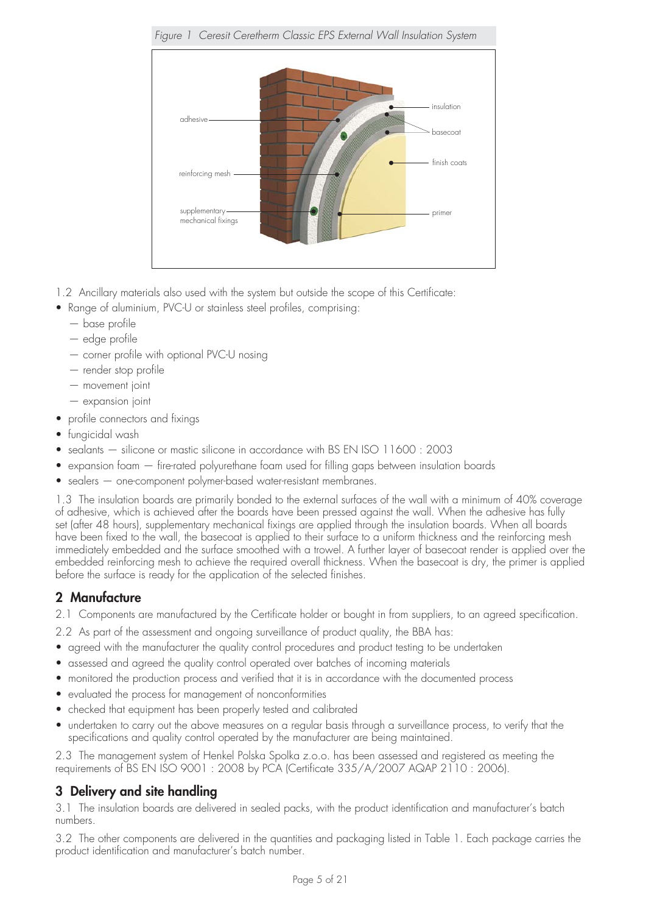*Figure 1 Ceresit Ceretherm Classic EPS External Wall Insulation System*

1.2 Ancillary materials also used with the system but outside the scope of this Certificate:

- Range of aluminium, PVC-U or stainless steel profiles, comprising:
  - base profile
  - edge profile
  - corner profile with optional PVC-U nosing
  - render stop profile
  - movement joint
  - expansion joint
- profile connectors and fixings
- fungicidal wash
- sealants — silicone or mastic silicone in accordance with BS EN ISO 11600 : 2003
- expansion foam — fire-rated polyurethane foam used for filling gaps between insulation boards
- sealers — one-component polymer-based water-resistant membranes.

1.3 The insulation boards are primarily bonded to the external surfaces of the wall with a minimum of 40% coverage of adhesive, which is achieved after the boards have been pressed against the wall. When the adhesive has fully set (after 48 hours), supplementary mechanical fixings are applied through the insulation boards. When all boards have been fixed to the wall, the basecoat is applied to their surface to a uniform thickness and the reinforcing mesh immediately embedded and the surface smoothed with a trowel. A further layer of basecoat render is applied over the embedded reinforcing mesh to achieve the required overall thickness. When the basecoat is dry, the primer is applied before the surface is ready for the application of the selected finishes.

## 2 Manufacture

2.1 Components are manufactured by the Certificate holder or bought in from suppliers, to an agreed specification.

2.2 As part of the assessment and ongoing surveillance of product quality, the BBA has:

- agreed with the manufacturer the quality control procedures and product testing to be undertaken
- assessed and agreed the quality control operated over batches of incoming materials
- monitored the production process and verified that it is in accordance with the documented process
- evaluated the process for management of nonconformities
- checked that equipment has been properly tested and calibrated
- undertaken to carry out the above measures on a regular basis through a surveillance process, to verify that the specifications and quality control operated by the manufacturer are being maintained.

2.3 The management system of Henkel Polska Spolka z.o.o. has been assessed and registered as meeting the requirements of BS EN ISO 9001 : 2008 by PCA (Certificate 335/A/2007 AQAP 2110 : 2006).

## 3 Delivery and site handling

3.1 The insulation boards are delivered in sealed packs, with the product identification and manufacturer's batch numbers.

3.2 The other components are delivered in the quantities and packaging listed in Table 1. Each package carries the product identification and manufacturer's batch number.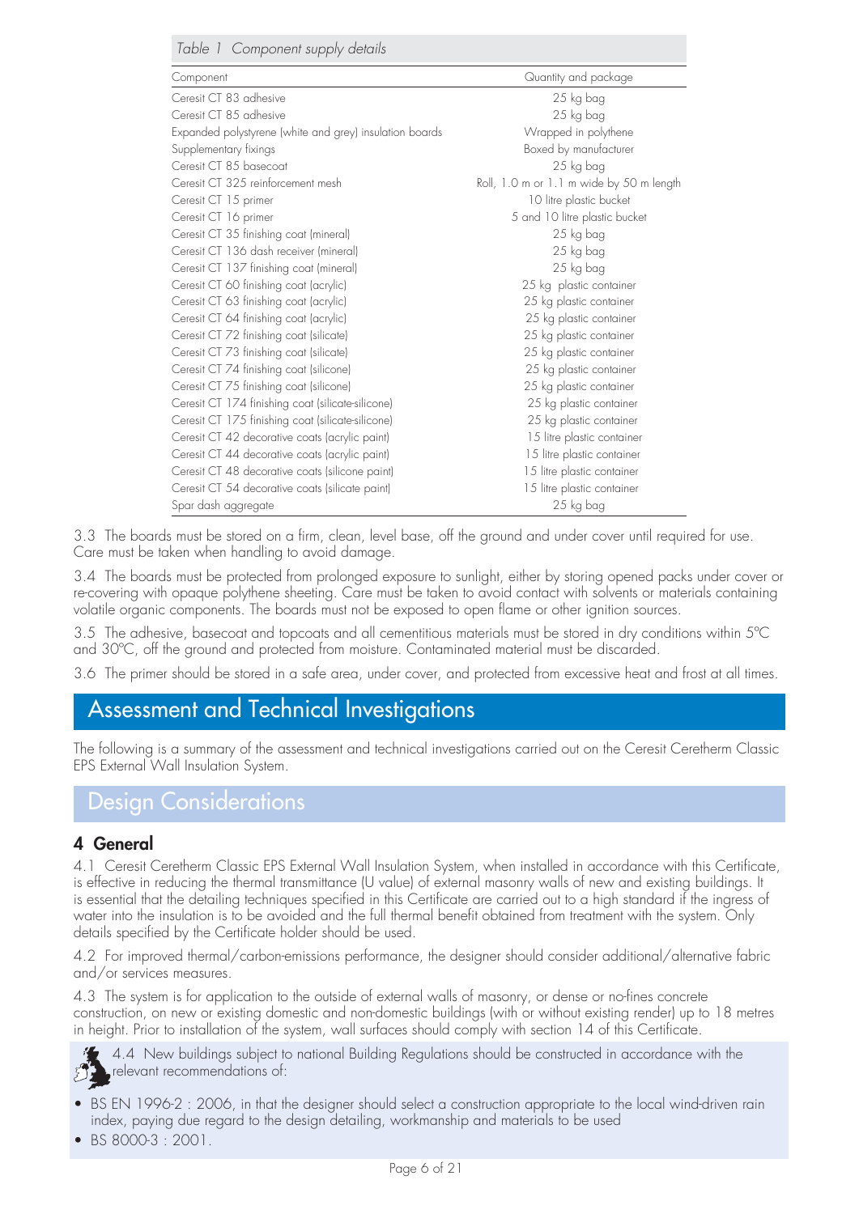*Table 1 Component supply details*

| Component | Quantity and package |
|---|---|
| Ceresit CT 83 adhesive | 25 kg bag |
| Ceresit CT 85 adhesive | 25 kg bag |
| Expanded polystyrene (white and grey) insulation boards | Wrapped in polythene |
| Supplementary fixings | Boxed by manufacturer |
| Ceresit CT 85 basecoat | 25 kg bag |
| Ceresit CT 325 reinforcement mesh | Roll, 1.0 m or 1.1 m wide by 50 m length |
| Ceresit CT 15 primer | 10 litre plastic bucket |
| Ceresit CT 16 primer | 5 and 10 litre plastic bucket |
| Ceresit CT 35 finishing coat (mineral) | 25 kg bag |
| Ceresit CT 136 dash receiver (mineral) | 25 kg bag |
| Ceresit CT 137 finishing coat (mineral) | 25 kg bag |
| Ceresit CT 60 finishing coat (acrylic) | 25 kg plastic container |
| Ceresit CT 63 finishing coat (acrylic) | 25 kg plastic container |
| Ceresit CT 64 finishing coat (acrylic) | 25 kg plastic container |
| Ceresit CT 72 finishing coat (silicate) | 25 kg plastic container |
| Ceresit CT 73 finishing coat (silicate) | 25 kg plastic container |
| Ceresit CT 74 finishing coat (silicone) | 25 kg plastic container |
| Ceresit CT 75 finishing coat (silicone) | 25 kg plastic container |
| Ceresit CT 174 finishing coat (silicate-silicone) | 25 kg plastic container |
| Ceresit CT 175 finishing coat (silicate-silicone) | 25 kg plastic container |
| Ceresit CT 42 decorative coats (acrylic paint) | 15 litre plastic container |
| Ceresit CT 44 decorative coats (acrylic paint) | 15 litre plastic container |
| Ceresit CT 48 decorative coats (silicone paint) | 15 litre plastic container |
| Ceresit CT 54 decorative coats (silicate paint) | 15 litre plastic container |
| Spar dash aggregate | 25 kg bag |

3.3 The boards must be stored on a firm, clean, level base, off the ground and under cover until required for use. Care must be taken when handling to avoid damage.

3.4 The boards must be protected from prolonged exposure to sunlight, either by storing opened packs under cover or re-covering with opaque polythene sheeting. Care must be taken to avoid contact with solvents or materials containing volatile organic components. The boards must not be exposed to open flame or other ignition sources.

3.5 The adhesive, basecoat and topcoats and all cementitious materials must be stored in dry conditions within 5°C and 30°C, off the ground and protected from moisture. Contaminated material must be discarded.

3.6 The primer should be stored in a safe area, under cover, and protected from excessive heat and frost at all times.

# Assessment and Technical Investigations

The following is a summary of the assessment and technical investigations carried out on the Ceresit Ceretherm Classic EPS External Wall Insulation System.

## Design Considerations

### 4 General

4.1 Ceresit Ceretherm Classic EPS External Wall Insulation System, when installed in accordance with this Certificate, is effective in reducing the thermal transmittance (U value) of external masonry walls of new and existing buildings. It is essential that the detailing techniques specified in this Certificate are carried out to a high standard if the ingress of water into the insulation is to be avoided and the full thermal benefit obtained from treatment with the system. Only details specified by the Certificate holder should be used.

4.2 For improved thermal/carbon-emissions performance, the designer should consider additional/alternative fabric and/or services measures.

4.3 The system is for application to the outside of external walls of masonry, or dense or no-fines concrete construction, on new or existing domestic and non-domestic buildings (with or without existing render) up to 18 metres in height. Prior to installation of the system, wall surfaces should comply with section 14 of this Certificate.

4.4 New buildings subject to national Building Regulations should be constructed in accordance with the relevant recommendations of:

- BS EN 1996-2 : 2006, in that the designer should select a construction appropriate to the local wind-driven rain index, paying due regard to the design detailing, workmanship and materials to be used
- BS 8000-3 : 2001.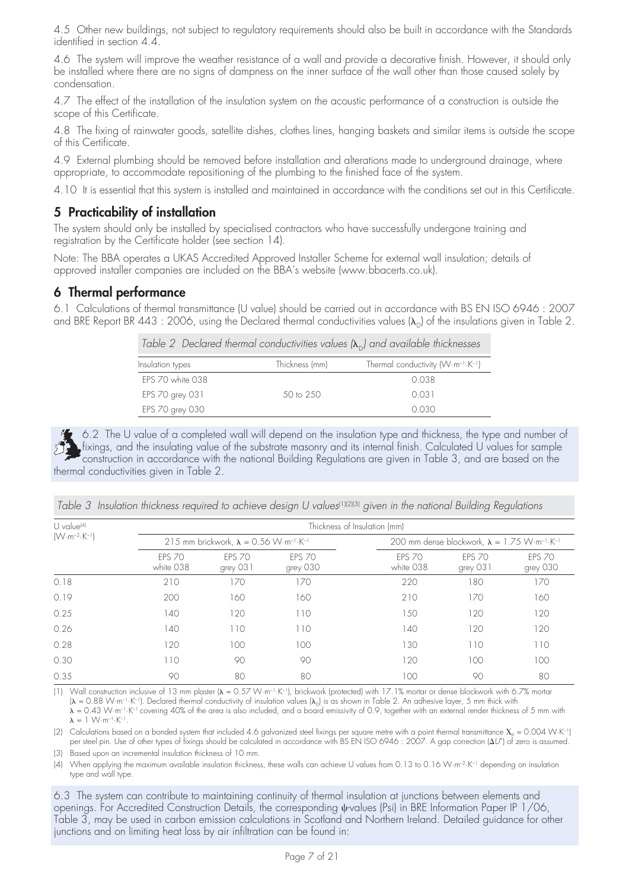4.5 Other new buildings, not subject to regulatory requirements should also be built in accordance with the Standards identified in section 4.4.

4.6 The system will improve the weather resistance of a wall and provide a decorative finish. However, it should only be installed where there are no signs of dampness on the inner surface of the wall other than those caused solely by condensation.

4.7 The effect of the installation of the insulation system on the acoustic performance of a construction is outside the scope of this Certificate.

4.8 The fixing of rainwater goods, satellite dishes, clothes lines, hanging baskets and similar items is outside the scope of this Certificate.

4.9 External plumbing should be removed before installation and alterations made to underground drainage, where appropriate, to accommodate repositioning of the plumbing to the finished face of the system.

4.10 It is essential that this system is installed and maintained in accordance with the conditions set out in this Certificate.

## 5 Practicability of installation

The system should only be installed by specialised contractors who have successfully undergone training and registration by the Certificate holder (see section 14).

Note: The BBA operates a UKAS Accredited Approved Installer Scheme for external wall insulation; details of approved installer companies are included on the BBA's website (www.bbacerts.co.uk).

## 6 Thermal performance

6.1 Calculations of thermal transmittance (U value) should be carried out in accordance with BS EN ISO 6946 : 2007 and BRE Report BR 443 : 2006, using the Declared thermal conductivities values ($\lambda_D$) of the insulations given in Table 2.

*Table 2 Declared thermal conductivities values ($\lambda_D$) and available thicknesses*

| Insulation types | Thickness (mm) | Thermal conductivity ($W{\cdot}m^{-1}{\cdot}K^{-1}$) |
|---|---|---|
| EPS 70 white 038 | | 0.038 |
| EPS 70 grey 031 | 50 to 250 | 0.031 |
| EPS 70 grey 030 | | 0.030 |

6.2 The U value of a completed wall will depend on the insulation type and thickness, the type and number of fixings, and the insulating value of the substrate masonry and its internal finish. Calculated U values for sample construction in accordance with the national Building Regulations are given in Table 3, and are based on the thermal conductivities given in Table 2.

*Table 3 Insulation thickness required to achieve design U values[1][2][3] given in the national Building Regulations*

| U value[4] ($W{\cdot}m^{-2}{\cdot}K^{-1}$) | Thickness of Insulation (mm) | | | | | |
|---|---|---|---|---|---|---|
| | 215 mm brickwork, $\lambda = 0.56\ W{\cdot}m^{-1}{\cdot}K^{-1}$ | | | 200 mm dense blockwork, $\lambda = 1.75\ W{\cdot}m^{-1}{\cdot}K^{-1}$ | | |
| | EPS 70 white 038 | EPS 70 grey 031 | EPS 70 grey 030 | EPS 70 white 038 | EPS 70 grey 031 | EPS 70 grey 030 |
| 0.18 | 210 | 170 | 170 | 220 | 180 | 170 |
| 0.19 | 200 | 160 | 160 | 210 | 170 | 160 |
| 0.25 | 140 | 120 | 110 | 150 | 120 | 120 |
| 0.26 | 140 | 110 | 110 | 140 | 120 | 120 |
| 0.28 | 120 | 100 | 100 | 130 | 110 | 110 |
| 0.30 | 110 | 90 | 90 | 120 | 100 | 100 |
| 0.35 | 90 | 80 | 80 | 100 | 90 | 80 |

(1) Wall construction inclusive of 13 mm plaster ($\lambda = 0.57\ W{\cdot}m^{-1}{\cdot}K^{-1}$), brickwork (protected) with 17.1% mortar or dense blockwork with 6.7% mortar ($\lambda = 0.88\ W{\cdot}m^{-1}{\cdot}K^{-1}$). Declared thermal conductivity of insulation values ($\lambda_D$) is as shown in Table 2. An adhesive layer, 5 mm thick with $\lambda = 0.43\ W{\cdot}m^{-1}{\cdot}K^{-1}$ covering 40% of the area is also included, and a board emissivity of 0.9, together with an external render thickness of 5 mm with $\lambda = 1\ W{\cdot}m^{-1}{\cdot}K^{-1}$.

(2) Calculations based on a bonded system that included 4.6 galvanized steel fixings per square metre with a point thermal transmittance $X_p = 0.004\ W{\cdot}K^{-1}$) per steel pin. Use of other types of fixings should be calculated in accordance with BS EN ISO 6946 : 2007. A gap correction ($\Delta U''$) of zero is assumed.

(3) Based upon an incremental insulation thickness of 10 mm.

(4) When applying the maximum available insulation thickness, these walls can achieve U values from 0.13 to 0.16 $W{\cdot}m^{-2}{\cdot}K^{-1}$ depending on insulation type and wall type.

6.3 The system can contribute to maintaining continuity of thermal insulation at junctions between elements and openings. For Accredited Construction Details, the corresponding ψ-values (Psi) in BRE Information Paper IP 1/06, Table 3, may be used in carbon emission calculations in Scotland and Northern Ireland. Detailed guidance for other junctions and on limiting heat loss by air infiltration can be found in: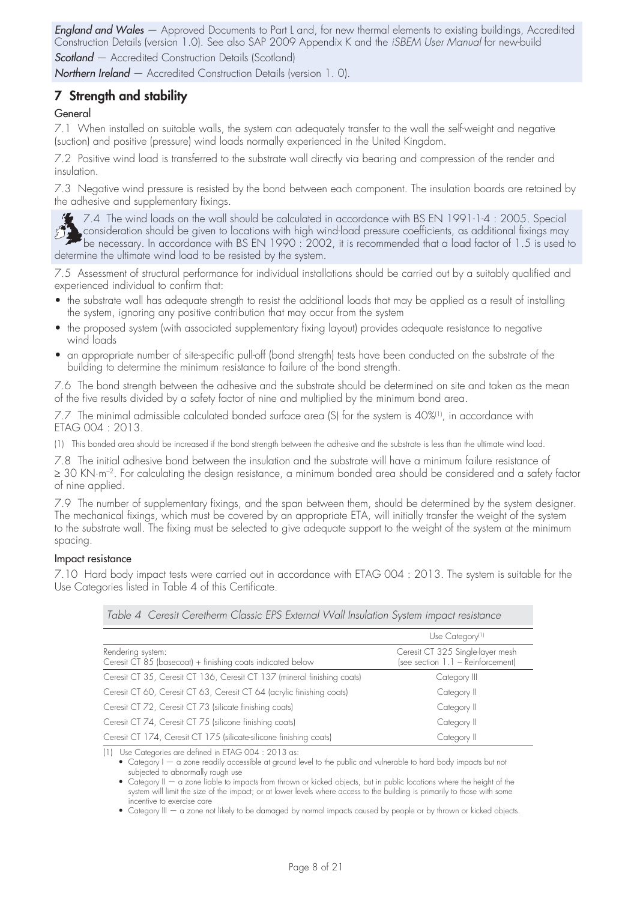*England and Wales* — Approved Documents to Part L and, for new thermal elements to existing buildings, Accredited Construction Details (version 1.0). See also SAP 2009 Appendix K and the *iSBEM User Manual* for new-build

*Scotland* — Accredited Construction Details (Scotland)

*Northern Ireland* — Accredited Construction Details (version 1. 0).

## 7 Strength and stability

### General

7.1 When installed on suitable walls, the system can adequately transfer to the wall the self-weight and negative (suction) and positive (pressure) wind loads normally experienced in the United Kingdom.

7.2 Positive wind load is transferred to the substrate wall directly via bearing and compression of the render and insulation.

7.3 Negative wind pressure is resisted by the bond between each component. The insulation boards are retained by the adhesive and supplementary fixings.

7.4 The wind loads on the wall should be calculated in accordance with BS EN 1991-1-4 : 2005. Special consideration should be given to locations with high wind-load pressure coefficients, as additional fixings may be necessary. In accordance with BS EN 1990 : 2002, it is recommended that a load factor of 1.5 is used to determine the ultimate wind load to be resisted by the system.

7.5 Assessment of structural performance for individual installations should be carried out by a suitably qualified and experienced individual to confirm that:

- the substrate wall has adequate strength to resist the additional loads that may be applied as a result of installing the system, ignoring any positive contribution that may occur from the system
- the proposed system (with associated supplementary fixing layout) provides adequate resistance to negative wind loads
- an appropriate number of site-specific pull-off (bond strength) tests have been conducted on the substrate of the building to determine the minimum resistance to failure of the bond strength.

7.6 The bond strength between the adhesive and the substrate should be determined on site and taken as the mean of the five results divided by a safety factor of nine and multiplied by the minimum bond area.

7.7 The minimal admissible calculated bonded surface area (S) for the system is 40%[1], in accordance with ETAG 004 : 2013.

(1) This bonded area should be increased if the bond strength between the adhesive and the substrate is less than the ultimate wind load.

7.8 The initial adhesive bond between the insulation and the substrate will have a minimum failure resistance of $\geq 30$ KN·m$^{-2}$. For calculating the design resistance, a minimum bonded area should be considered and a safety factor of nine applied.

7.9 The number of supplementary fixings, and the span between them, should be determined by the system designer. The mechanical fixings, which must be covered by an appropriate ETA, will initially transfer the weight of the system to the substrate wall. The fixing must be selected to give adequate support to the weight of the system at the minimum spacing.

### Impact resistance

7.10 Hard body impact tests were carried out in accordance with ETAG 004 : 2013. The system is suitable for the Use Categories listed in Table 4 of this Certificate.

*Table 4 Ceresit Ceretherm Classic EPS External Wall Insulation System impact resistance*

| | Use Category[1] |
|---|---|
| Rendering system:<br>Ceresit CT 85 (basecoat) + finishing coats indicated below | Ceresit CT 325 Single-layer mesh (see section 1.1 – Reinforcement) |
| Ceresit CT 35, Ceresit CT 136, Ceresit CT 137 (mineral finishing coats) | Category III |
| Ceresit CT 60, Ceresit CT 63, Ceresit CT 64 (acrylic finishing coats) | Category II |
| Ceresit CT 72, Ceresit CT 73 (silicate finishing coats) | Category II |
| Ceresit CT 74, Ceresit CT 75 (silicone finishing coats) | Category II |
| Ceresit CT 174, Ceresit CT 175 (silicate-silicone finishing coats) | Category II |

(1) Use Categories are defined in ETAG 004 : 2013 as:

- Category I — a zone readily accessible at ground level to the public and vulnerable to hard body impacts but not subjected to abnormally rough use
- Category II — a zone liable to impacts from thrown or kicked objects, but in public locations where the height of the system will limit the size of the impact; or at lower levels where access to the building is primarily to those with some incentive to exercise care
- Category III — a zone not likely to be damaged by normal impacts caused by people or by thrown or kicked objects.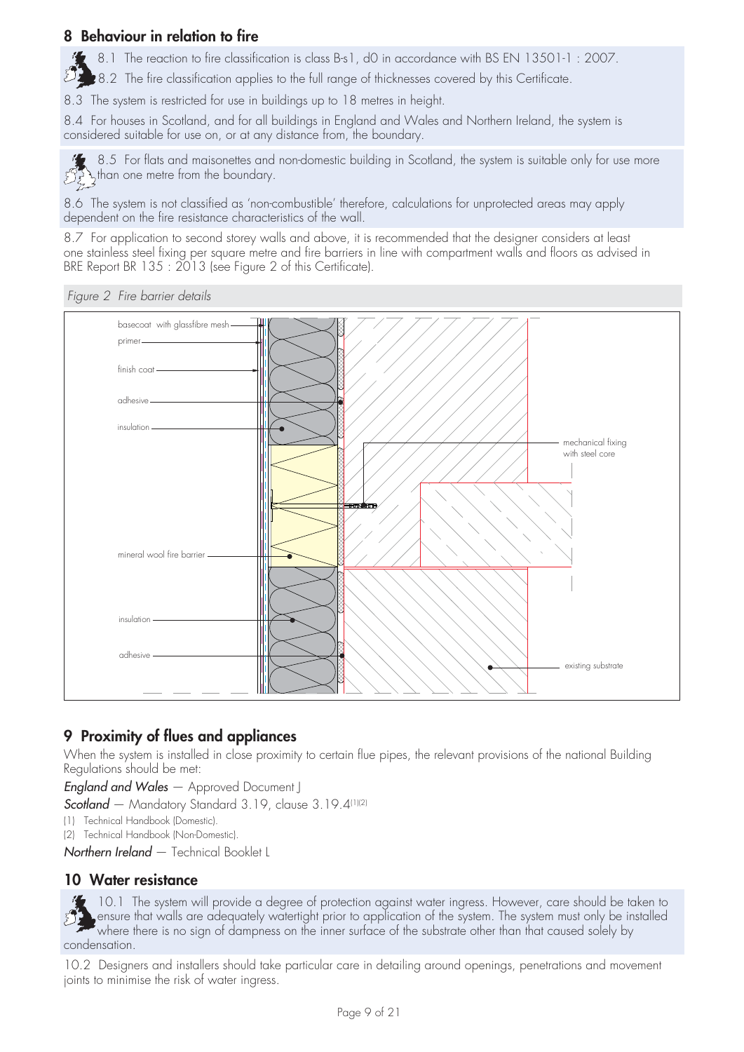## 8 Behaviour in relation to fire

8.1 The reaction to fire classification is class B-s1, d0 in accordance with BS EN 13501-1 : 2007.

8.2 The fire classification applies to the full range of thicknesses covered by this Certificate.

8.3 The system is restricted for use in buildings up to 18 metres in height.

8.4 For houses in Scotland, and for all buildings in England and Wales and Northern Ireland, the system is considered suitable for use on, or at any distance from, the boundary.

8.5 For flats and maisonettes and non-domestic building in Scotland, the system is suitable only for use more than one metre from the boundary.

8.6 The system is not classified as 'non-combustible' therefore, calculations for unprotected areas may apply dependent on the fire resistance characteristics of the wall.

8.7 For application to second storey walls and above, it is recommended that the designer considers at least one stainless steel fixing per square metre and fire barriers in line with compartment walls and floors as advised in BRE Report BR 135 : 2013 (see Figure 2 of this Certificate).

*Figure 2 Fire barrier details*

basecoat with glassfibre mesh
primer
finish coat
adhesive
insulation
mechanical fixing with steel core
mineral wool fire barrier
insulation
adhesive
existing substrate

## 9 Proximity of flues and appliances

When the system is installed in close proximity to certain flue pipes, the relevant provisions of the national Building Regulations should be met:

***England and Wales*** — Approved Document J

***Scotland*** — Mandatory Standard 3.19, clause 3.19.4[1][2]

(1) Technical Handbook (Domestic).

(2) Technical Handbook (Non-Domestic).

***Northern Ireland*** — Technical Booklet L

## 10 Water resistance

10.1 The system will provide a degree of protection against water ingress. However, care should be taken to ensure that walls are adequately watertight prior to application of the system. The system must only be installed where there is no sign of dampness on the inner surface of the substrate other than that caused solely by condensation.

10.2 Designers and installers should take particular care in detailing around openings, penetrations and movement joints to minimise the risk of water ingress.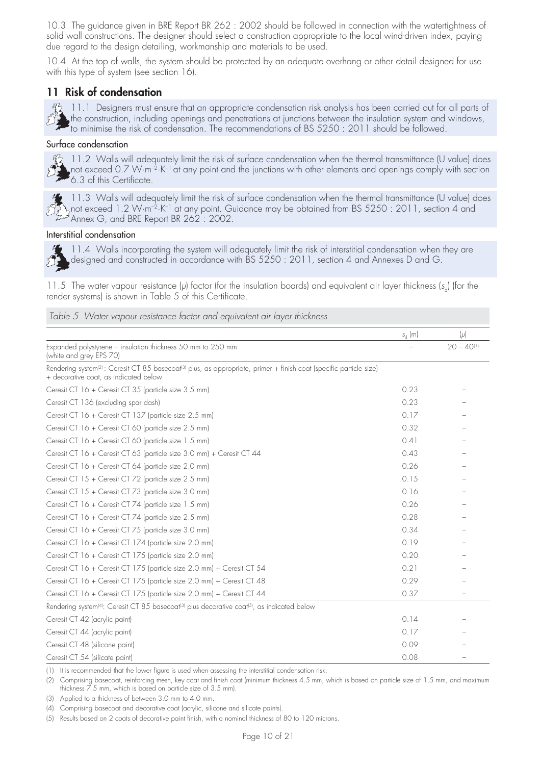10.3 The guidance given in BRE Report BR 262 : 2002 should be followed in connection with the watertightness of solid wall constructions. The designer should select a construction appropriate to the local wind-driven index, paying due regard to the design detailing, workmanship and materials to be used.

10.4 At the top of walls, the system should be protected by an adequate overhang or other detail designed for use with this type of system (see section 16).

## 11 Risk of condensation

11.1 Designers must ensure that an appropriate condensation risk analysis has been carried out for all parts of the construction, including openings and penetrations at junctions between the insulation system and windows, to minimise the risk of condensation. The recommendations of BS 5250 : 2011 should be followed.

### Surface condensation

11.2 Walls will adequately limit the risk of surface condensation when the thermal transmittance (U value) does not exceed 0.7 $W{\cdot}m^{-2}{\cdot}K^{-1}$ at any point and the junctions with other elements and openings comply with section 6.3 of this Certificate.

11.3 Walls will adequately limit the risk of surface condensation when the thermal transmittance (U value) does not exceed 1.2 $W{\cdot}m^{-2}{\cdot}K^{-1}$ at any point. Guidance may be obtained from BS 5250 : 2011, section 4 and Annex G, and BRE Report BR 262 : 2002.

### Interstitial condensation

11.4 Walls incorporating the system will adequately limit the risk of interstitial condensation when they are designed and constructed in accordance with BS 5250 : 2011, section 4 and Annexes D and G.

11.5 The water vapour resistance ($\mu$) factor (for the insulation boards) and equivalent air layer thickness ($s_d$) (for the render systems) is shown in Table 5 of this Certificate.

*Table 5 Water vapour resistance factor and equivalent air layer thickness*

| | $s_d$ (m) | ($\mu$) |
|---|---|---|
| Expanded polystyrene – insulation thickness 50 mm to 250 mm (white and grey EPS 70) | – | 20 – 40[1] |
| Rendering system[2]: Ceresit CT 85 basecoat[3] plus, as appropriate, primer + finish coat (specific particle size) + decorative coat, as indicated below | | |
| Ceresit CT 16 + Ceresit CT 35 (particle size 3.5 mm) | 0.23 | – |
| Ceresit CT 136 (excluding spar dash) | 0.23 | – |
| Ceresit CT 16 + Ceresit CT 137 (particle size 2.5 mm) | 0.17 | – |
| Ceresit CT 16 + Ceresit CT 60 (particle size 2.5 mm) | 0.32 | – |
| Ceresit CT 16 + Ceresit CT 60 (particle size 1.5 mm) | 0.41 | – |
| Ceresit CT 16 + Ceresit CT 63 (particle size 3.0 mm) + Ceresit CT 44 | 0.43 | – |
| Ceresit CT 16 + Ceresit CT 64 (particle size 2.0 mm) | 0.26 | – |
| Ceresit CT 15 + Ceresit CT 72 (particle size 2.5 mm) | 0.15 | – |
| Ceresit CT 15 + Ceresit CT 73 (particle size 3.0 mm) | 0.16 | – |
| Ceresit CT 16 + Ceresit CT 74 (particle size 1.5 mm) | 0.26 | – |
| Ceresit CT 16 + Ceresit CT 74 (particle size 2.5 mm) | 0.28 | – |
| Ceresit CT 16 + Ceresit CT 75 (particle size 3.0 mm) | 0.34 | – |
| Ceresit CT 16 + Ceresit CT 174 (particle size 2.0 mm) | 0.19 | – |
| Ceresit CT 16 + Ceresit CT 175 (particle size 2.0 mm) | 0.20 | – |
| Ceresit CT 16 + Ceresit CT 175 (particle size 2.0 mm) + Ceresit CT 54 | 0.21 | – |
| Ceresit CT 16 + Ceresit CT 175 (particle size 2.0 mm) + Ceresit CT 48 | 0.29 | – |
| Ceresit CT 16 + Ceresit CT 175 (particle size 2.0 mm) + Ceresit CT 44 | 0.37 | – |
| Rendering system[4]: Ceresit CT 85 basecoat[3] plus decorative coat[5], as indicated below | | |
| Ceresit CT 42 (acrylic paint) | 0.14 | – |
| Ceresit CT 44 (acrylic paint) | 0.17 | – |
| Ceresit CT 48 (silicone paint) | 0.09 | – |
| Ceresit CT 54 (silicate paint) | 0.08 | – |

(1) It is recommended that the lower figure is used when assessing the interstitial condensation risk.

(2) Comprising basecoat, reinforcing mesh, key coat and finish coat (minimum thickness 4.5 mm, which is based on particle size of 1.5 mm, and maximum thickness 7.5 mm, which is based on particle size of 3.5 mm).

(3) Applied to a thickness of between 3.0 mm to 4.0 mm.

(4) Comprising basecoat and decorative coat (acrylic, silicone and silicate paints).

(5) Results based on 2 coats of decorative paint finish, with a nominal thickness of 80 to 120 microns.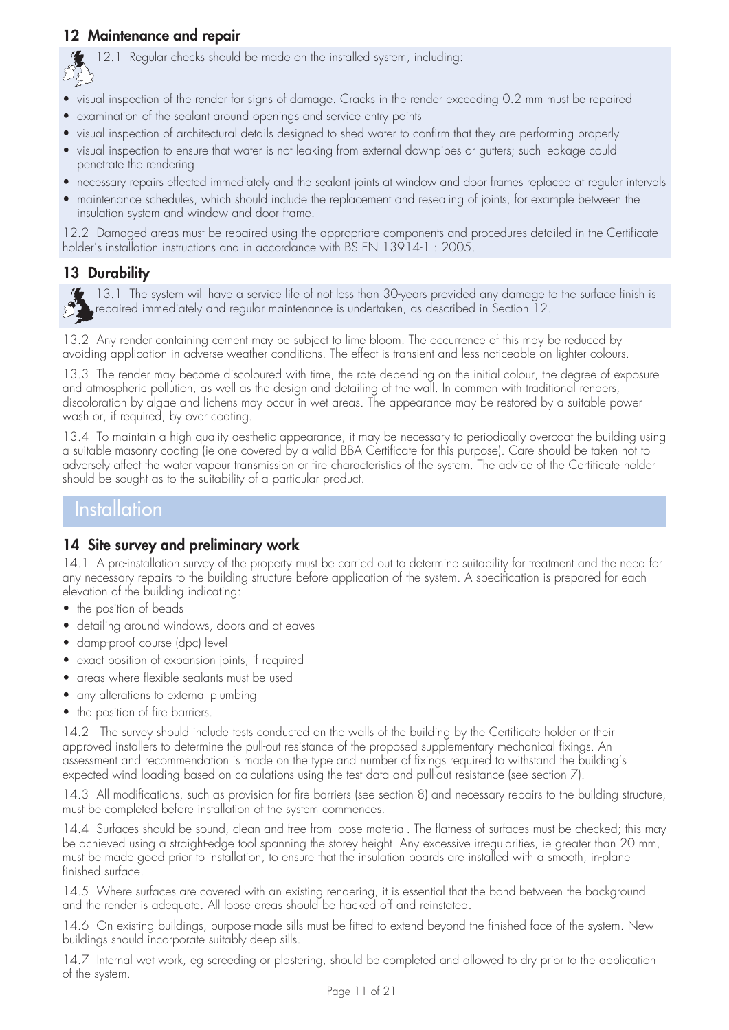## 12 Maintenance and repair

12.1 Regular checks should be made on the installed system, including:

- visual inspection of the render for signs of damage. Cracks in the render exceeding 0.2 mm must be repaired
- examination of the sealant around openings and service entry points
- visual inspection of architectural details designed to shed water to confirm that they are performing properly
- visual inspection to ensure that water is not leaking from external downpipes or gutters; such leakage could penetrate the rendering
- necessary repairs effected immediately and the sealant joints at window and door frames replaced at regular intervals
- maintenance schedules, which should include the replacement and resealing of joints, for example between the insulation system and window and door frame.

12.2 Damaged areas must be repaired using the appropriate components and procedures detailed in the Certificate holder's installation instructions and in accordance with BS EN 13914-1 : 2005.

## 13 Durability

13.1 The system will have a service life of not less than 30-years provided any damage to the surface finish is repaired immediately and regular maintenance is undertaken, as described in Section 12.

13.2 Any render containing cement may be subject to lime bloom. The occurrence of this may be reduced by avoiding application in adverse weather conditions. The effect is transient and less noticeable on lighter colours.

13.3 The render may become discoloured with time, the rate depending on the initial colour, the degree of exposure and atmospheric pollution, as well as the design and detailing of the wall. In common with traditional renders, discoloration by algae and lichens may occur in wet areas. The appearance may be restored by a suitable power wash or, if required, by over coating.

13.4 To maintain a high quality aesthetic appearance, it may be necessary to periodically overcoat the building using a suitable masonry coating (ie one covered by a valid BBA Certificate for this purpose). Care should be taken not to adversely affect the water vapour transmission or fire characteristics of the system. The advice of the Certificate holder should be sought as to the suitability of a particular product.

# Installation

## 14 Site survey and preliminary work

14.1 A pre-installation survey of the property must be carried out to determine suitability for treatment and the need for any necessary repairs to the building structure before application of the system. A specification is prepared for each elevation of the building indicating:

- the position of beads
- detailing around windows, doors and at eaves
- damp-proof course (dpc) level
- exact position of expansion joints, if required
- areas where flexible sealants must be used
- any alterations to external plumbing
- the position of fire barriers.

14.2 The survey should include tests conducted on the walls of the building by the Certificate holder or their approved installers to determine the pull-out resistance of the proposed supplementary mechanical fixings. An assessment and recommendation is made on the type and number of fixings required to withstand the building's expected wind loading based on calculations using the test data and pull-out resistance (see section 7).

14.3 All modifications, such as provision for fire barriers (see section 8) and necessary repairs to the building structure, must be completed before installation of the system commences.

14.4 Surfaces should be sound, clean and free from loose material. The flatness of surfaces must be checked; this may be achieved using a straight-edge tool spanning the storey height. Any excessive irregularities, ie greater than 20 mm, must be made good prior to installation, to ensure that the insulation boards are installed with a smooth, in-plane finished surface.

14.5 Where surfaces are covered with an existing rendering, it is essential that the bond between the background and the render is adequate. All loose areas should be hacked off and reinstated.

14.6 On existing buildings, purpose-made sills must be fitted to extend beyond the finished face of the system. New buildings should incorporate suitably deep sills.

14.7 Internal wet work, eg screeding or plastering, should be completed and allowed to dry prior to the application of the system.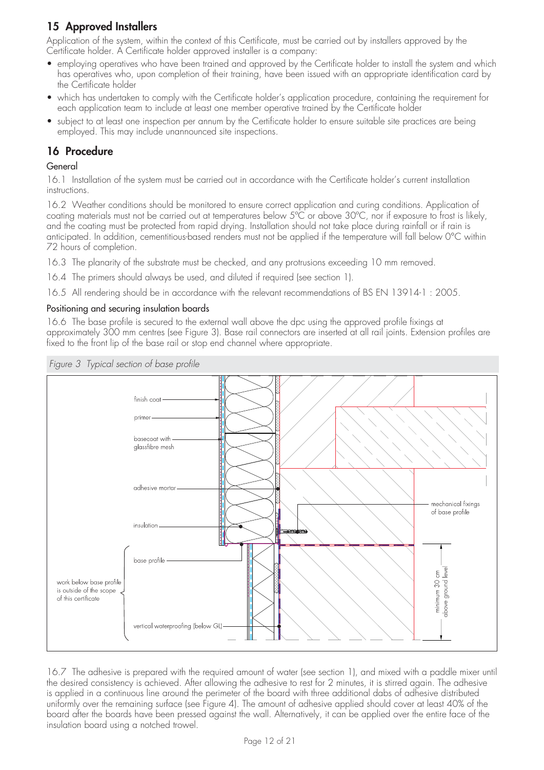## 15 Approved Installers

Application of the system, within the context of this Certificate, must be carried out by installers approved by the Certificate holder. A Certificate holder approved installer is a company:

- employing operatives who have been trained and approved by the Certificate holder to install the system and which has operatives who, upon completion of their training, have been issued with an appropriate identification card by the Certificate holder
- which has undertaken to comply with the Certificate holder's application procedure, containing the requirement for each application team to include at least one member operative trained by the Certificate holder
- subject to at least one inspection per annum by the Certificate holder to ensure suitable site practices are being employed. This may include unannounced site inspections.

## 16 Procedure

### General

16.1 Installation of the system must be carried out in accordance with the Certificate holder's current installation instructions.

16.2 Weather conditions should be monitored to ensure correct application and curing conditions. Application of coating materials must not be carried out at temperatures below 5°C or above 30°C, nor if exposure to frost is likely, and the coating must be protected from rapid drying. Installation should not take place during rainfall or if rain is anticipated. In addition, cementitious-based renders must not be applied if the temperature will fall below 0°C within 72 hours of completion.

16.3 The planarity of the substrate must be checked, and any protrusions exceeding 10 mm removed.

16.4 The primers should always be used, and diluted if required (see section 1).

16.5 All rendering should be in accordance with the relevant recommendations of BS EN 13914-1 : 2005.

### Positioning and securing insulation boards

16.6 The base profile is secured to the external wall above the dpc using the approved profile fixings at approximately 300 mm centres (see Figure 3). Base rail connectors are inserted at all rail joints. Extension profiles are fixed to the front lip of the base rail or stop end channel where appropriate.

*Figure 3 Typical section of base profile*

16.7 The adhesive is prepared with the required amount of water (see section 1), and mixed with a paddle mixer until the desired consistency is achieved. After allowing the adhesive to rest for 2 minutes, it is stirred again. The adhesive is applied in a continuous line around the perimeter of the board with three additional dabs of adhesive distributed uniformly over the remaining surface (see Figure 4). The amount of adhesive applied should cover at least 40% of the board after the boards have been pressed against the wall. Alternatively, it can be applied over the entire face of the insulation board using a notched trowel.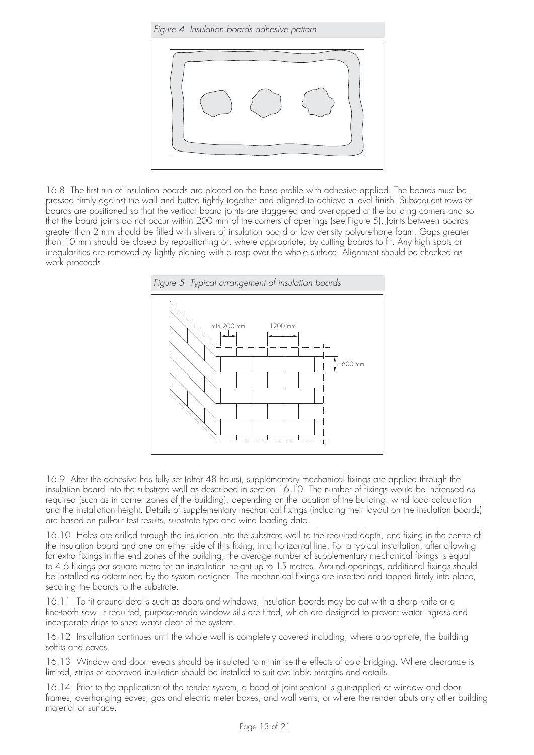*Figure 4 Insulation boards adhesive pattern*

16.8 The first run of insulation boards are placed on the base profile with adhesive applied. The boards must be pressed firmly against the wall and butted tightly together and aligned to achieve a level finish. Subsequent rows of boards are positioned so that the vertical board joints are staggered and overlapped at the building corners and so that the board joints do not occur within 200 mm of the corners of openings (see Figure 5). Joints between boards greater than 2 mm should be filled with slivers of insulation board or low density polyurethane foam. Gaps greater than 10 mm should be closed by repositioning or, where appropriate, by cutting boards to fit. Any high spots or irregularities are removed by lightly planing with a rasp over the whole surface. Alignment should be checked as work proceeds.

*Figure 5 Typical arrangement of insulation boards*

16.9 After the adhesive has fully set (after 48 hours), supplementary mechanical fixings are applied through the insulation board into the substrate wall as described in section 16.10. The number of fixings would be increased as required (such as in corner zones of the building), depending on the location of the building, wind load calculation and the installation height. Details of supplementary mechanical fixings (including their layout on the insulation boards) are based on pull-out test results, substrate type and wind loading data.

16.10 Holes are drilled through the insulation into the substrate wall to the required depth, one fixing in the centre of the insulation board and one on either side of this fixing, in a horizontal line. For a typical installation, after allowing for extra fixings in the end zones of the building, the average number of supplementary mechanical fixings is equal to 4.6 fixings per square metre for an installation height up to 15 metres. Around openings, additional fixings should be installed as determined by the system designer. The mechanical fixings are inserted and tapped firmly into place, securing the boards to the substrate.

16.11 To fit around details such as doors and windows, insulation boards may be cut with a sharp knife or a fine-tooth saw. If required, purpose-made window sills are fitted, which are designed to prevent water ingress and incorporate drips to shed water clear of the system.

16.12 Installation continues until the whole wall is completely covered including, where appropriate, the building soffits and eaves.

16.13 Window and door reveals should be insulated to minimise the effects of cold bridging. Where clearance is limited, strips of approved insulation should be installed to suit available margins and details.

16.14 Prior to the application of the render system, a bead of joint sealant is gun-applied at window and door frames, overhanging eaves, gas and electric meter boxes, and wall vents, or where the render abuts any other building material or surface.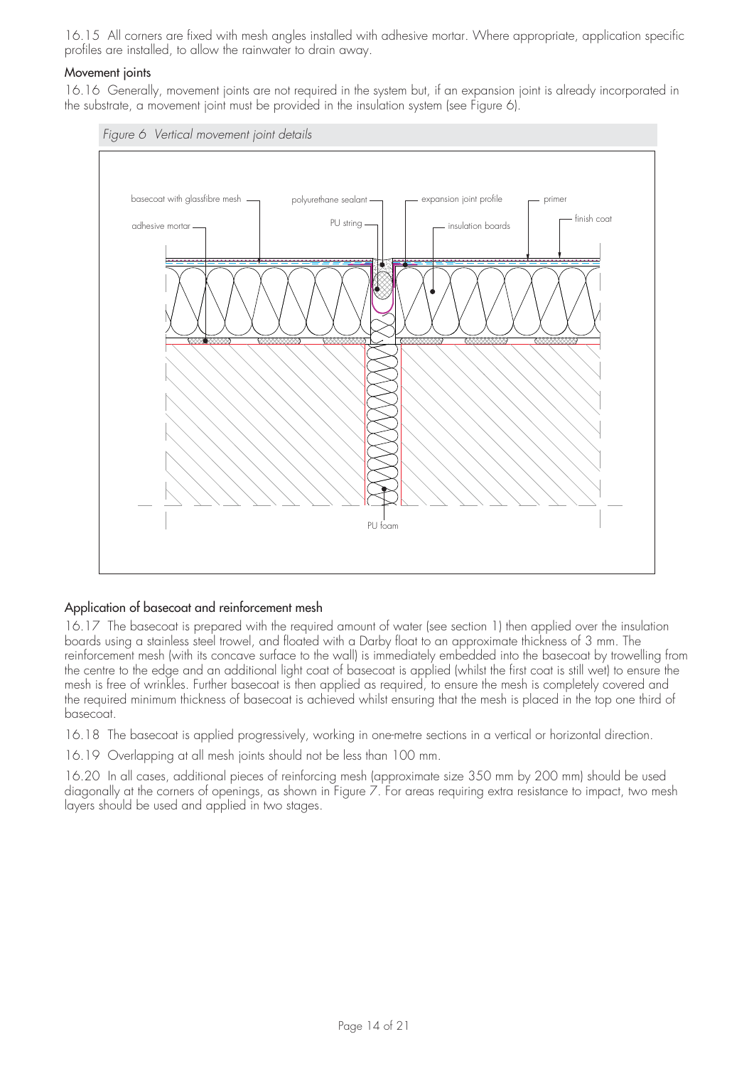16.15 All corners are fixed with mesh angles installed with adhesive mortar. Where appropriate, application specific profiles are installed, to allow the rainwater to drain away.

### Movement joints

16.16 Generally, movement joints are not required in the system but, if an expansion joint is already incorporated in the substrate, a movement joint must be provided in the insulation system (see Figure 6).

*Figure 6 Vertical movement joint details*

basecoat with glassfibre mesh, polyurethane sealant, expansion joint profile, primer, finish coat, adhesive mortar, PU string, insulation boards, PU foam

### Application of basecoat and reinforcement mesh

16.17 The basecoat is prepared with the required amount of water (see section 1) then applied over the insulation boards using a stainless steel trowel, and floated with a Darby float to an approximate thickness of 3 mm. The reinforcement mesh (with its concave surface to the wall) is immediately embedded into the basecoat by trowelling from the centre to the edge and an additional light coat of basecoat is applied (whilst the first coat is still wet) to ensure the mesh is free of wrinkles. Further basecoat is then applied as required, to ensure the mesh is completely covered and the required minimum thickness of basecoat is achieved whilst ensuring that the mesh is placed in the top one third of basecoat.

16.18 The basecoat is applied progressively, working in one-metre sections in a vertical or horizontal direction.

16.19 Overlapping at all mesh joints should not be less than 100 mm.

16.20 In all cases, additional pieces of reinforcing mesh (approximate size 350 mm by 200 mm) should be used diagonally at the corners of openings, as shown in Figure 7. For areas requiring extra resistance to impact, two mesh layers should be used and applied in two stages.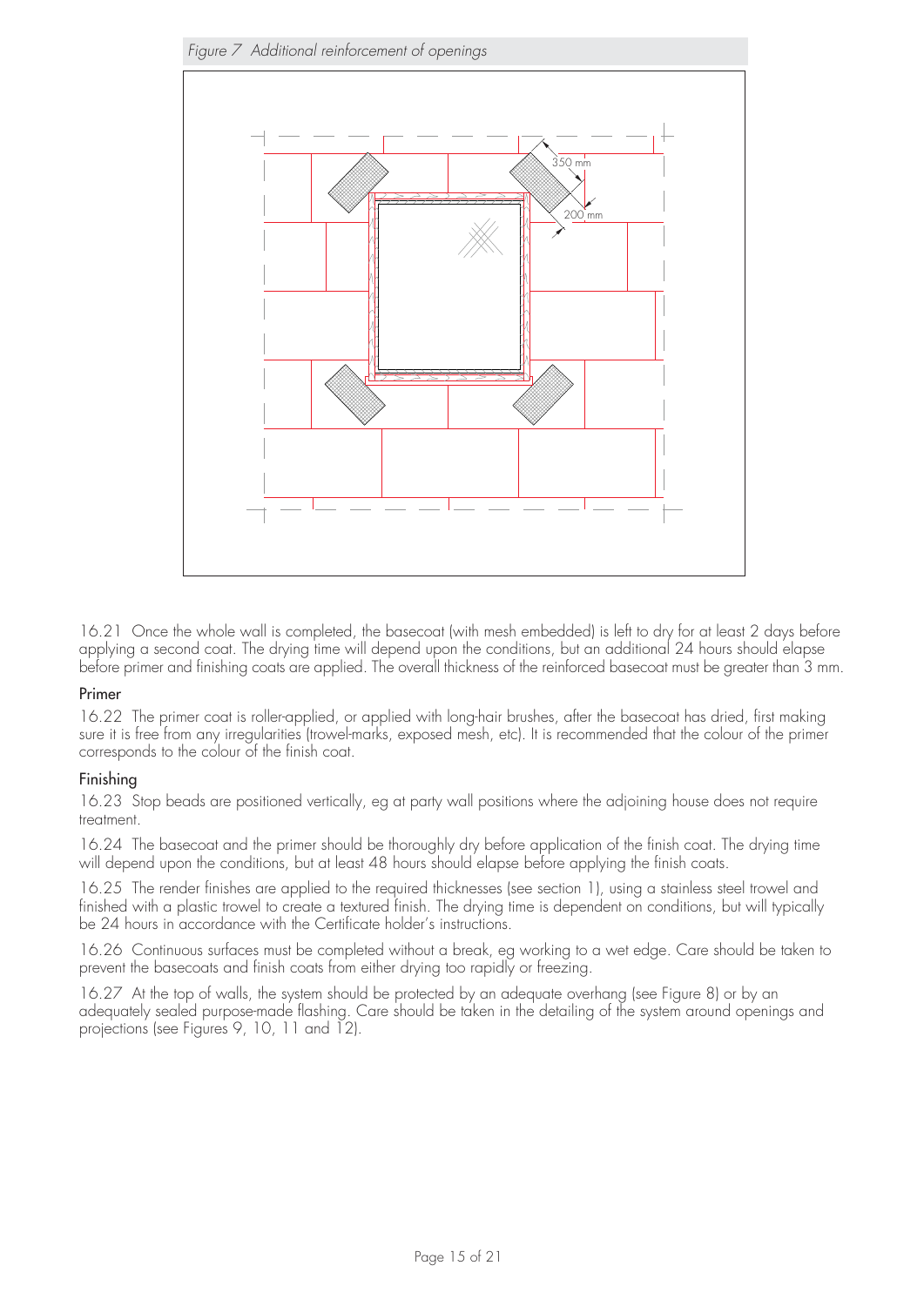*Figure 7 Additional reinforcement of openings*

350 mm

200 mm

16.21 Once the whole wall is completed, the basecoat (with mesh embedded) is left to dry for at least 2 days before applying a second coat. The drying time will depend upon the conditions, but an additional 24 hours should elapse before primer and finishing coats are applied. The overall thickness of the reinforced basecoat must be greater than 3 mm.

### Primer

16.22 The primer coat is roller-applied, or applied with long-hair brushes, after the basecoat has dried, first making sure it is free from any irregularities (trowel-marks, exposed mesh, etc). It is recommended that the colour of the primer corresponds to the colour of the finish coat.

### Finishing

16.23 Stop beads are positioned vertically, eg at party wall positions where the adjoining house does not require treatment.

16.24 The basecoat and the primer should be thoroughly dry before application of the finish coat. The drying time will depend upon the conditions, but at least 48 hours should elapse before applying the finish coats.

16.25 The render finishes are applied to the required thicknesses (see section 1), using a stainless steel trowel and finished with a plastic trowel to create a textured finish. The drying time is dependent on conditions, but will typically be 24 hours in accordance with the Certificate holder's instructions.

16.26 Continuous surfaces must be completed without a break, eg working to a wet edge. Care should be taken to prevent the basecoats and finish coats from either drying too rapidly or freezing.

16.27 At the top of walls, the system should be protected by an adequate overhang (see Figure 8) or by an adequately sealed purpose-made flashing. Care should be taken in the detailing of the system around openings and projections (see Figures 9, 10, 11 and 12).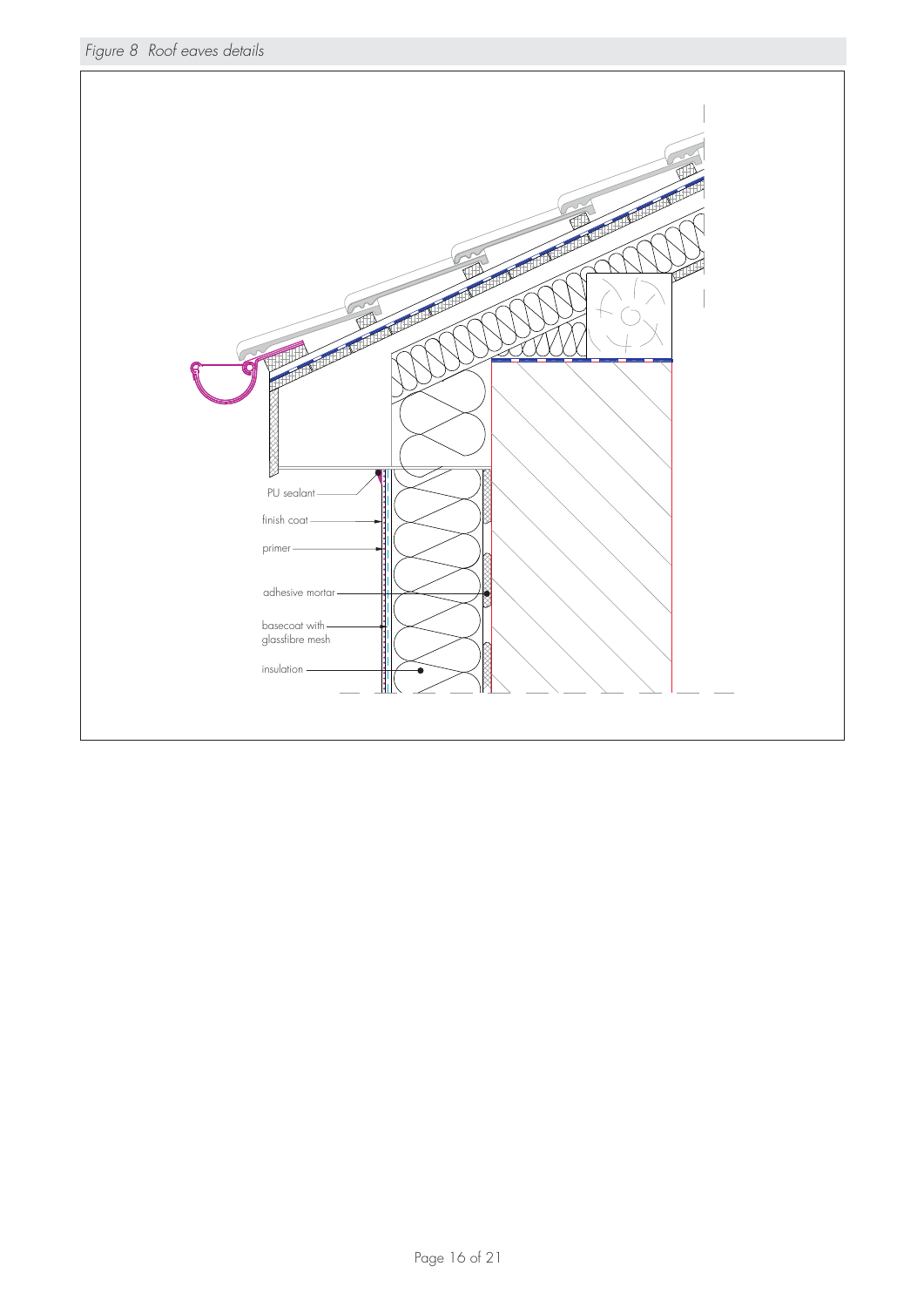*Figure 8 Roof eaves details*

PU sealant

finish coat

primer

adhesive mortar

basecoat with glassfibre mesh

insulation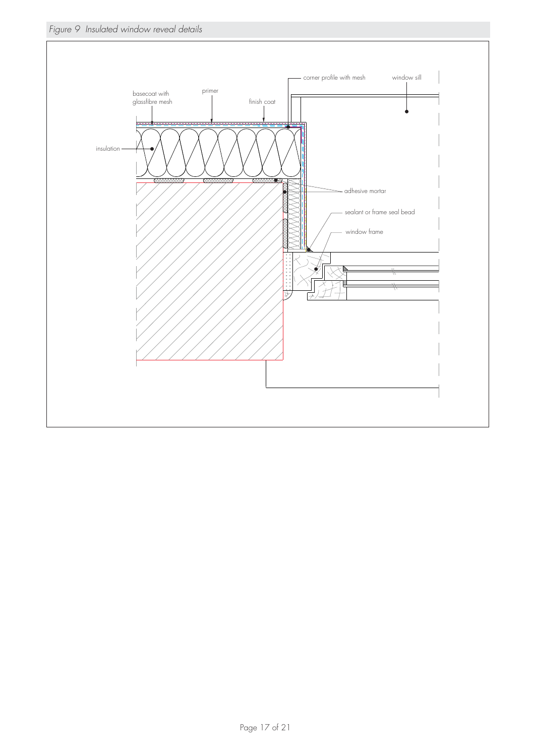*Figure 9 Insulated window reveal details*

corner profile with mesh

window sill

basecoat with glassfibre mesh

primer

finish coat

insulation

adhesive mortar

sealant or frame seal bead

window frame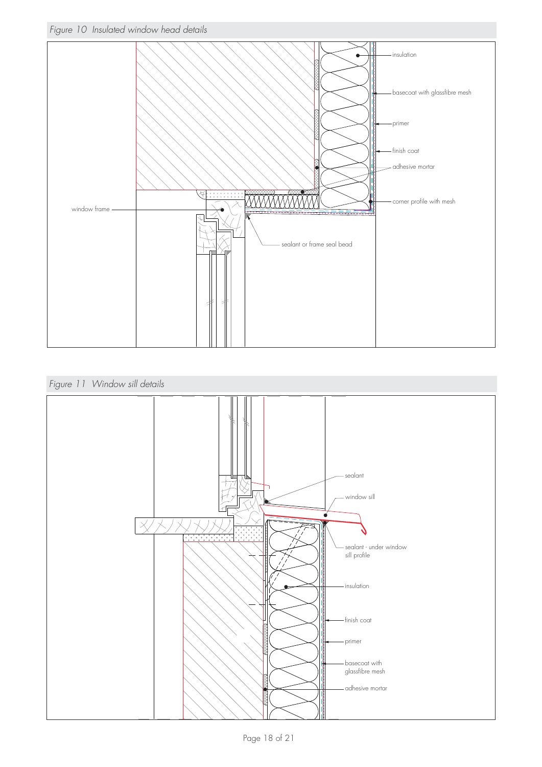*Figure 10 Insulated window head details*

insulation

basecoat with glassfibre mesh

primer

finish coat

adhesive mortar

corner profile with mesh

window frame

sealant or frame seal bead

*Figure 11 Window sill details*

sealant

window sill

sealant - under window sill profile

insulation

finish coat

primer

basecoat with glassfibre mesh

adhesive mortar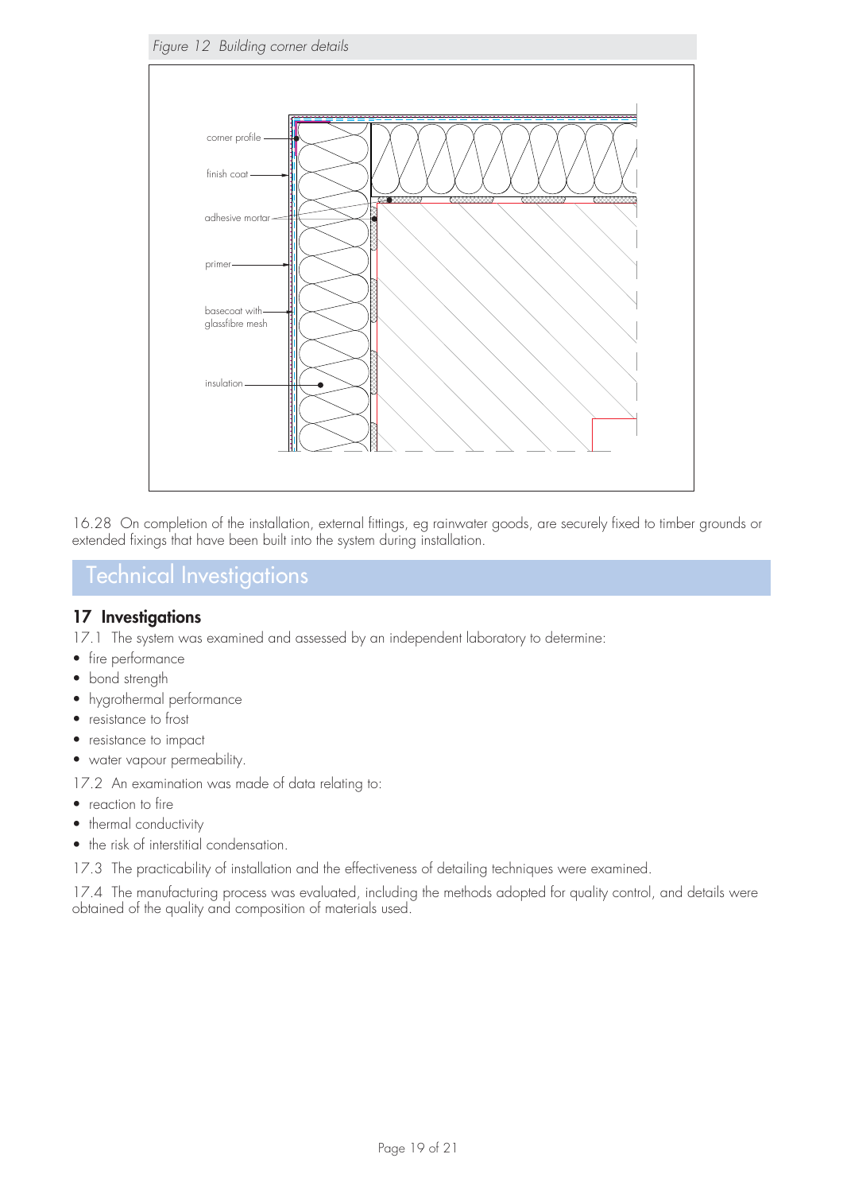*Figure 12 Building corner details*

corner profile

finish coat

adhesive mortar

primer

basecoat with glassfibre mesh

insulation

16.28 On completion of the installation, external fittings, eg rainwater goods, are securely fixed to timber grounds or extended fixings that have been built into the system during installation.

# Technical Investigations

## 17 Investigations

17.1 The system was examined and assessed by an independent laboratory to determine:

- fire performance
- bond strength
- hygrothermal performance
- resistance to frost
- resistance to impact
- water vapour permeability.

17.2 An examination was made of data relating to:

- reaction to fire
- thermal conductivity
- the risk of interstitial condensation.

17.3 The practicability of installation and the effectiveness of detailing techniques were examined.

17.4 The manufacturing process was evaluated, including the methods adopted for quality control, and details were obtained of the quality and composition of materials used.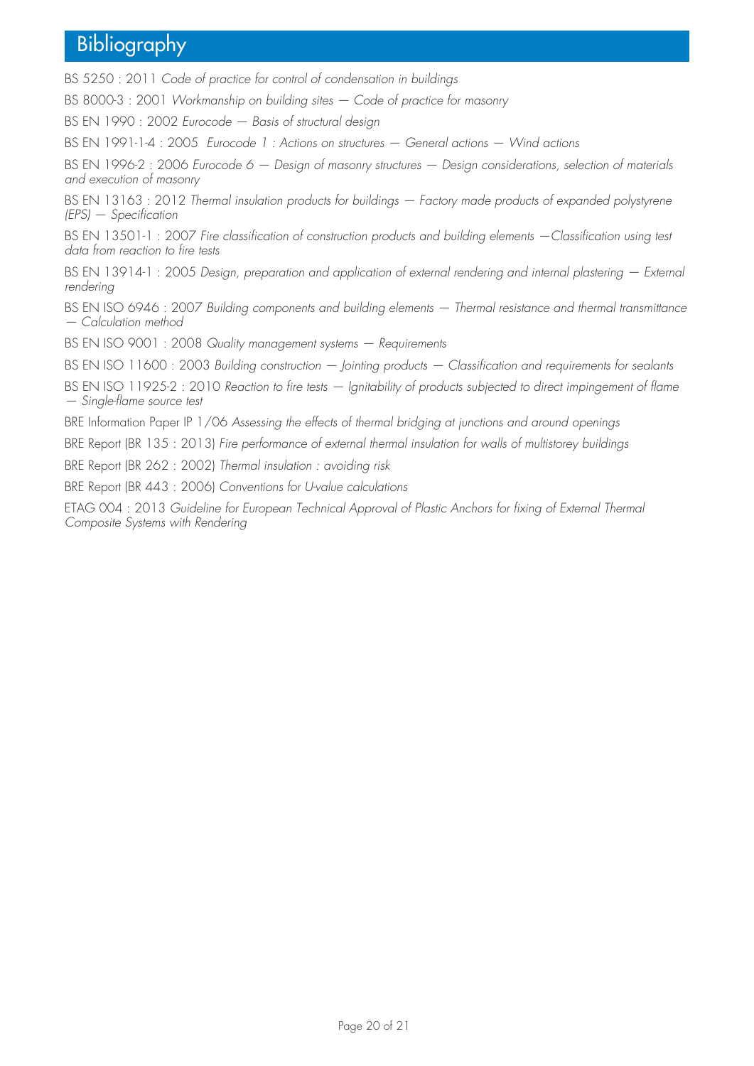# Bibliography

BS 5250 : 2011 *Code of practice for control of condensation in buildings*

BS 8000-3 : 2001 *Workmanship on building sites — Code of practice for masonry*

BS EN 1990 : 2002 *Eurocode — Basis of structural design*

BS EN 1991-1-4 : 2005 *Eurocode 1 : Actions on structures — General actions — Wind actions*

BS EN 1996-2 : 2006 *Eurocode 6 — Design of masonry structures — Design considerations, selection of materials and execution of masonry*

BS EN 13163 : 2012 *Thermal insulation products for buildings — Factory made products of expanded polystyrene (EPS) — Specification*

BS EN 13501-1 : 2007 *Fire classification of construction products and building elements —Classification using test data from reaction to fire tests*

BS EN 13914-1 : 2005 *Design, preparation and application of external rendering and internal plastering — External rendering*

BS EN ISO 6946 : 2007 *Building components and building elements — Thermal resistance and thermal transmittance — Calculation method*

BS EN ISO 9001 : 2008 *Quality management systems — Requirements*

BS EN ISO 11600 : 2003 *Building construction — Jointing products — Classification and requirements for sealants*

BS EN ISO 11925-2 : 2010 *Reaction to fire tests — Ignitability of products subjected to direct impingement of flame — Single-flame source test*

BRE Information Paper IP 1/06 *Assessing the effects of thermal bridging at junctions and around openings*

BRE Report (BR 135 : 2013) *Fire performance of external thermal insulation for walls of multistorey buildings*

BRE Report (BR 262 : 2002) *Thermal insulation : avoiding risk*

BRE Report (BR 443 : 2006) *Conventions for U-value calculations*

ETAG 004 : 2013 *Guideline for European Technical Approval of Plastic Anchors for fixing of External Thermal Composite Systems with Rendering*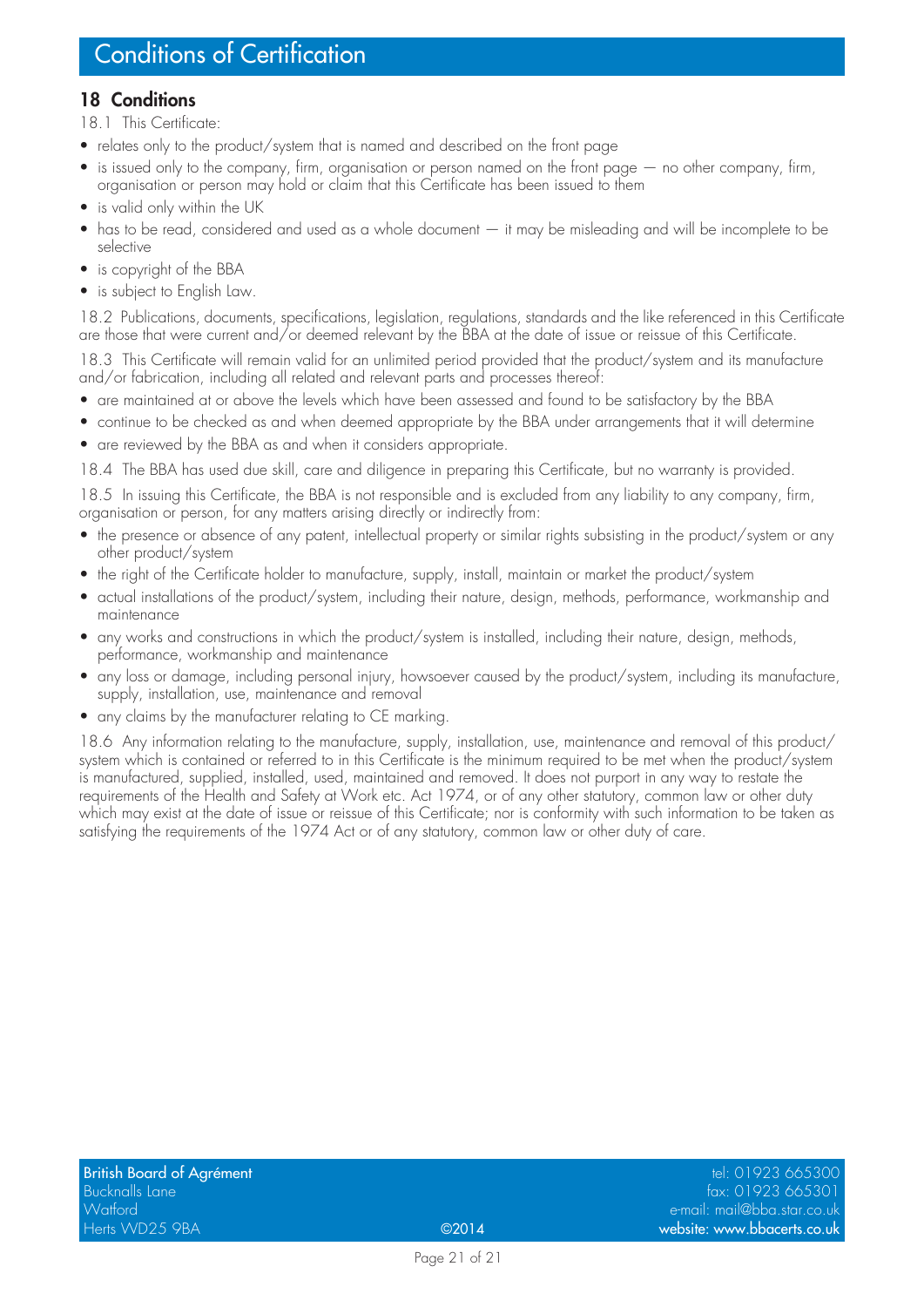# Conditions of Certification

## 18 Conditions

18.1 This Certificate:

- relates only to the product/system that is named and described on the front page
- is issued only to the company, firm, organisation or person named on the front page — no other company, firm, organisation or person may hold or claim that this Certificate has been issued to them
- is valid only within the UK
- has to be read, considered and used as a whole document — it may be misleading and will be incomplete to be selective
- is copyright of the BBA
- is subject to English Law.

18.2 Publications, documents, specifications, legislation, regulations, standards and the like referenced in this Certificate are those that were current and/or deemed relevant by the BBA at the date of issue or reissue of this Certificate.

18.3 This Certificate will remain valid for an unlimited period provided that the product/system and its manufacture and/or fabrication, including all related and relevant parts and processes thereof:

- are maintained at or above the levels which have been assessed and found to be satisfactory by the BBA
- continue to be checked as and when deemed appropriate by the BBA under arrangements that it will determine
- are reviewed by the BBA as and when it considers appropriate.

18.4 The BBA has used due skill, care and diligence in preparing this Certificate, but no warranty is provided.

18.5 In issuing this Certificate, the BBA is not responsible and is excluded from any liability to any company, firm, organisation or person, for any matters arising directly or indirectly from:

- the presence or absence of any patent, intellectual property or similar rights subsisting in the product/system or any other product/system
- the right of the Certificate holder to manufacture, supply, install, maintain or market the product/system
- actual installations of the product/system, including their nature, design, methods, performance, workmanship and maintenance
- any works and constructions in which the product/system is installed, including their nature, design, methods, performance, workmanship and maintenance
- any loss or damage, including personal injury, howsoever caused by the product/system, including its manufacture, supply, installation, use, maintenance and removal
- any claims by the manufacturer relating to CE marking.

18.6 Any information relating to the manufacture, supply, installation, use, maintenance and removal of this product/system which is contained or referred to in this Certificate is the minimum required to be met when the product/system is manufactured, supplied, installed, used, maintained and removed. It does not purport in any way to restate the requirements of the Health and Safety at Work etc. Act 1974, or of any other statutory, common law or other duty which may exist at the date of issue or reissue of this Certificate; nor is conformity with such information to be taken as satisfying the requirements of the 1974 Act or of any statutory, common law or other duty of care.

**British Board of Agrément**
Bucknalls Lane
Watford
Herts WD25 9BA

©2014

tel: 01923 665300
fax: 01923 665301
e-mail: mail@bba.star.co.uk
**website: www.bbacerts.co.uk**